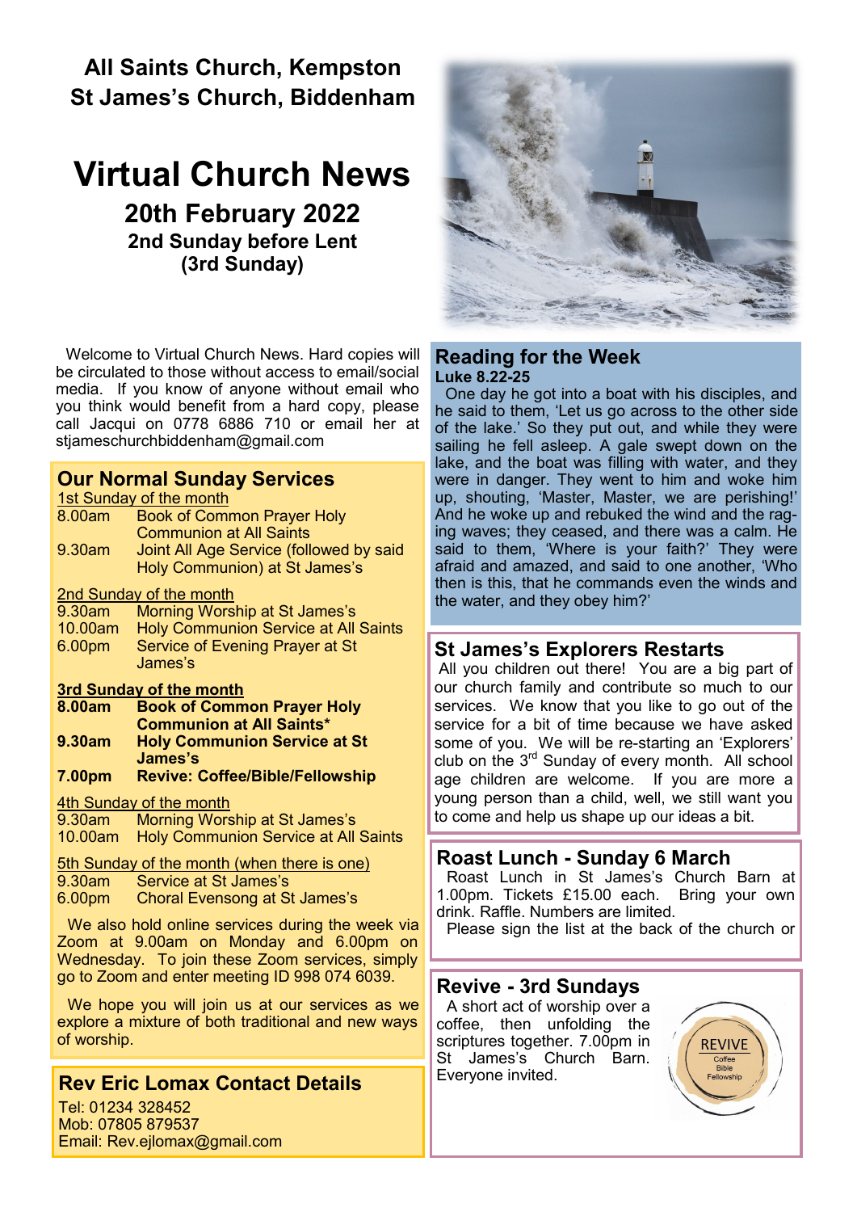# All Saints Church, Kempston
# St James's Church, Biddenham

# Virtual Church News

## 20th February 2022
### 2nd Sunday before Lent
### (3rd Sunday)

Welcome to Virtual Church News. Hard copies will be circulated to those without access to email/social media. If you know of anyone without email who you think would benefit from a hard copy, please call Jacqui on 0778 6886 710 or email her at stjameschurchbiddenham@gmail.com

## Our Normal Sunday Services

1st Sunday of the month

| | |
|---|---|
| 8.00am | Book of Common Prayer Holy Communion at All Saints |
| 9.30am | Joint All Age Service (followed by said Holy Communion) at St James's |

2nd Sunday of the month

| | |
|---|---|
| 9.30am | Morning Worship at St James's |
| 10.00am | Holy Communion Service at All Saints |
| 6.00pm | Service of Evening Prayer at St James's |

**3rd Sunday of the month**

| | |
|---|---|
| **8.00am** | **Book of Common Prayer Holy Communion at All Saints*** |
| **9.30am** | **Holy Communion Service at St James's** |
| **7.00pm** | **Revive: Coffee/Bible/Fellowship** |

4th Sunday of the month

| | |
|---|---|
| 9.30am | Morning Worship at St James's |
| 10.00am | Holy Communion Service at All Saints |

5th Sunday of the month (when there is one)

| | |
|---|---|
| 9.30am | Service at St James's |
| 6.00pm | Choral Evensong at St James's |

We also hold online services during the week via Zoom at 9.00am on Monday and 6.00pm on Wednesday. To join these Zoom services, simply go to Zoom and enter meeting ID 998 074 6039.

We hope you will join us at our services as we explore a mixture of both traditional and new ways of worship.

## Rev Eric Lomax Contact Details

Tel: 01234 328452
Mob: 07805 879537
Email: Rev.ejlomax@gmail.com

## Reading for the Week

**Luke 8.22-25**

One day he got into a boat with his disciples, and he said to them, 'Let us go across to the other side of the lake.' So they put out, and while they were sailing he fell asleep. A gale swept down on the lake, and the boat was filling with water, and they were in danger. They went to him and woke him up, shouting, 'Master, Master, we are perishing!' And he woke up and rebuked the wind and the raging waves; they ceased, and there was a calm. He said to them, 'Where is your faith?' They were afraid and amazed, and said to one another, 'Who then is this, that he commands even the winds and the water, and they obey him?'

## St James's Explorers Restarts

All you children out there! You are a big part of our church family and contribute so much to our services. We know that you like to go out of the service for a bit of time because we have asked some of you. We will be re-starting an 'Explorers' club on the 3rd Sunday of every month. All school age children are welcome. If you are more a young person than a child, well, we still want you to come and help us shape up our ideas a bit.

## Roast Lunch - Sunday 6 March

Roast Lunch in St James's Church Barn at 1.00pm. Tickets £15.00 each. Bring your own drink. Raffle. Numbers are limited.

Please sign the list at the back of the church or

## Revive - 3rd Sundays

A short act of worship over a coffee, then unfolding the scriptures together. 7.00pm in St James's Church Barn. Everyone invited.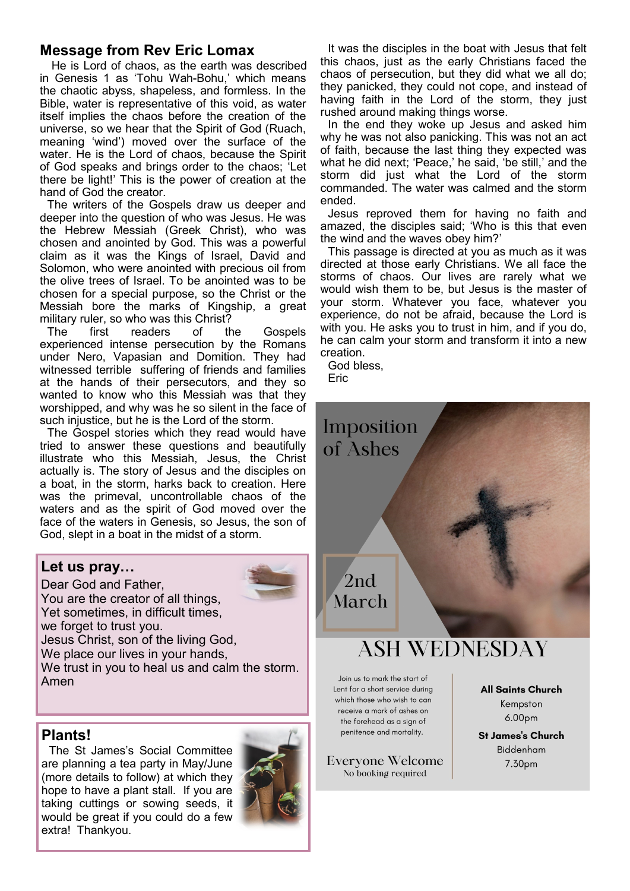## Message from Rev Eric Lomax

He is Lord of chaos, as the earth was described in Genesis 1 as 'Tohu Wah-Bohu,' which means the chaotic abyss, shapeless, and formless. In the Bible, water is representative of this void, as water itself implies the chaos before the creation of the universe, so we hear that the Spirit of God (Ruach, meaning 'wind') moved over the surface of the water. He is the Lord of chaos, because the Spirit of God speaks and brings order to the chaos; 'Let there be light!' This is the power of creation at the hand of God the creator.

The writers of the Gospels draw us deeper and deeper into the question of who was Jesus. He was the Hebrew Messiah (Greek Christ), who was chosen and anointed by God. This was a powerful claim as it was the Kings of Israel, David and Solomon, who were anointed with precious oil from the olive trees of Israel. To be anointed was to be chosen for a special purpose, so the Christ or the Messiah bore the marks of Kingship, a great military ruler, so who was this Christ?

The first readers of the Gospels experienced intense persecution by the Romans under Nero, Vapasian and Domition. They had witnessed terrible suffering of friends and families at the hands of their persecutors, and they so wanted to know who this Messiah was that they worshipped, and why was he so silent in the face of such injustice, but he is the Lord of the storm.

The Gospel stories which they read would have tried to answer these questions and beautifully illustrate who this Messiah, Jesus, the Christ actually is. The story of Jesus and the disciples on a boat, in the storm, harks back to creation. Here was the primeval, uncontrollable chaos of the waters and as the spirit of God moved over the face of the waters in Genesis, so Jesus, the son of God, slept in a boat in the midst of a storm.

It was the disciples in the boat with Jesus that felt this chaos, just as the early Christians faced the chaos of persecution, but they did what we all do; they panicked, they could not cope, and instead of having faith in the Lord of the storm, they just rushed around making things worse.

In the end they woke up Jesus and asked him why he was not also panicking. This was not an act of faith, because the last thing they expected was what he did next; 'Peace,' he said, 'be still,' and the storm did just what the Lord of the storm commanded. The water was calmed and the storm ended.

Jesus reproved them for having no faith and amazed, the disciples said; 'Who is this that even the wind and the waves obey him?'

This passage is directed at you as much as it was directed at those early Christians. We all face the storms of chaos. Our lives are rarely what we would wish them to be, but Jesus is the master of your storm. Whatever you face, whatever you experience, do not be afraid, because the Lord is with you. He asks you to trust in him, and if you do, he can calm your storm and transform it into a new creation.

God bless,
Eric

## Let us pray…

Dear God and Father,
You are the creator of all things,
Yet sometimes, in difficult times,
we forget to trust you.
Jesus Christ, son of the living God,
We place our lives in your hands,
We trust in you to heal us and calm the storm.
Amen

## Plants!

The St James's Social Committee are planning a tea party in May/June (more details to follow) at which they hope to have a plant stall. If you are taking cuttings or sowing seeds, it would be great if you could do a few extra! Thankyou.

## Imposition of Ashes

2nd March

## ASH WEDNESDAY

Join us to mark the start of Lent for a short service during which those who wish to can receive a mark of ashes on the forehead as a sign of penitence and mortality.

Everyone Welcome
No booking required

**All Saints Church**
Kempston
6.00pm

**St James's Church**
Biddenham
7.30pm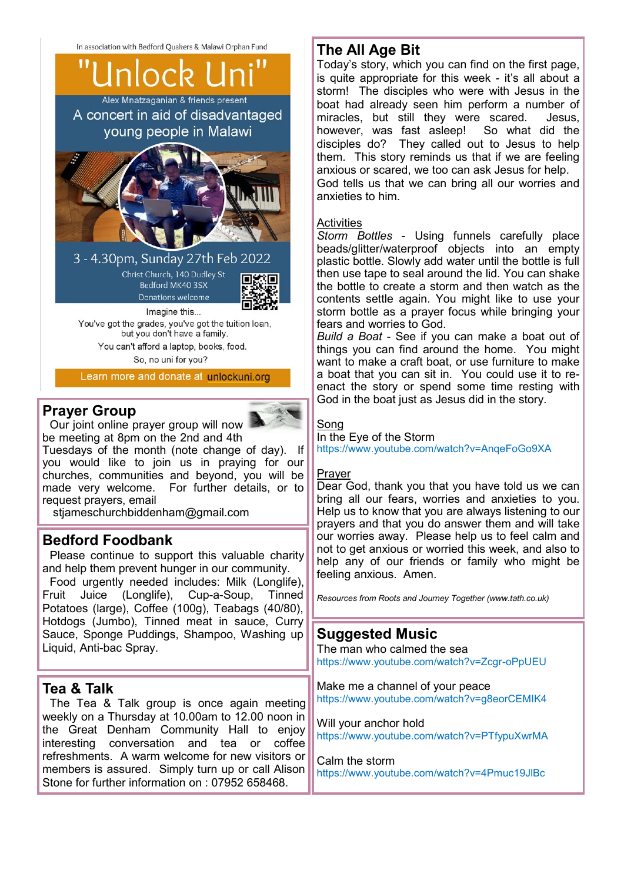In association with Bedford Quakers & Malawi Orphan Fund

# "Unlock Uni"

Alex Mnatzaganian & friends present

A concert in aid of disadvantaged young people in Malawi

3 - 4.30pm, Sunday 27th Feb 2022

Christ Church, 140 Dudley St
Bedford MK40 3SX

Donations welcome

Imagine this...

You've got the grades, you've got the tuition loan, but you don't have a family.

You can't afford a laptop, books, food.

So, no uni for you?

Learn more and donate at unlockuni.org

## Prayer Group

Our joint online prayer group will now be meeting at 8pm on the 2nd and 4th Tuesdays of the month (note change of day). If you would like to join us in praying for our churches, communities and beyond, you will be made very welcome. For further details, or to request prayers, email stjameschurchbiddenham@gmail.com

## Bedford Foodbank

Please continue to support this valuable charity and help them prevent hunger in our community.

Food urgently needed includes: Milk (Longlife), Fruit Juice (Longlife), Cup-a-Soup, Tinned Potatoes (large), Coffee (100g), Teabags (40/80), Hotdogs (Jumbo), Tinned meat in sauce, Curry Sauce, Sponge Puddings, Shampoo, Washing up Liquid, Anti-bac Spray.

## Tea & Talk

The Tea & Talk group is once again meeting weekly on a Thursday at 10.00am to 12.00 noon in the Great Denham Community Hall to enjoy interesting conversation and tea or coffee refreshments. A warm welcome for new visitors or members is assured. Simply turn up or call Alison Stone for further information on : 07952 658468.

## The All Age Bit

Today's story, which you can find on the first page, is quite appropriate for this week - it's all about a storm! The disciples who were with Jesus in the boat had already seen him perform a number of miracles, but still they were scared. Jesus, however, was fast asleep! So what did the disciples do? They called out to Jesus to help them. This story reminds us that if we are feeling anxious or scared, we too can ask Jesus for help. God tells us that we can bring all our worries and anxieties to him.

Activities

*Storm Bottles* - Using funnels carefully place beads/glitter/waterproof objects into an empty plastic bottle. Slowly add water until the bottle is full then use tape to seal around the lid. You can shake the bottle to create a storm and then watch as the contents settle again. You might like to use your storm bottle as a prayer focus while bringing your fears and worries to God.

*Build a Boat* - See if you can make a boat out of things you can find around the home. You might want to make a craft boat, or use furniture to make a boat that you can sit in. You could use it to re-enact the story or spend some time resting with God in the boat just as Jesus did in the story.

Song

In the Eye of the Storm
https://www.youtube.com/watch?v=AnqeFoGo9XA

Prayer

Dear God, thank you that you have told us we can bring all our fears, worries and anxieties to you. Help us to know that you are always listening to our prayers and that you do answer them and will take our worries away. Please help us to feel calm and not to get anxious or worried this week, and also to help any of our friends or family who might be feeling anxious. Amen.

*Resources from Roots and Journey Together (www.tath.co.uk)*

## Suggested Music

The man who calmed the sea
https://www.youtube.com/watch?v=Zcgr-oPpUEU

Make me a channel of your peace
https://www.youtube.com/watch?v=g8eorCEMIK4

Will your anchor hold
https://www.youtube.com/watch?v=PTfypuXwrMA

Calm the storm
https://www.youtube.com/watch?v=4Pmuc19JlBc